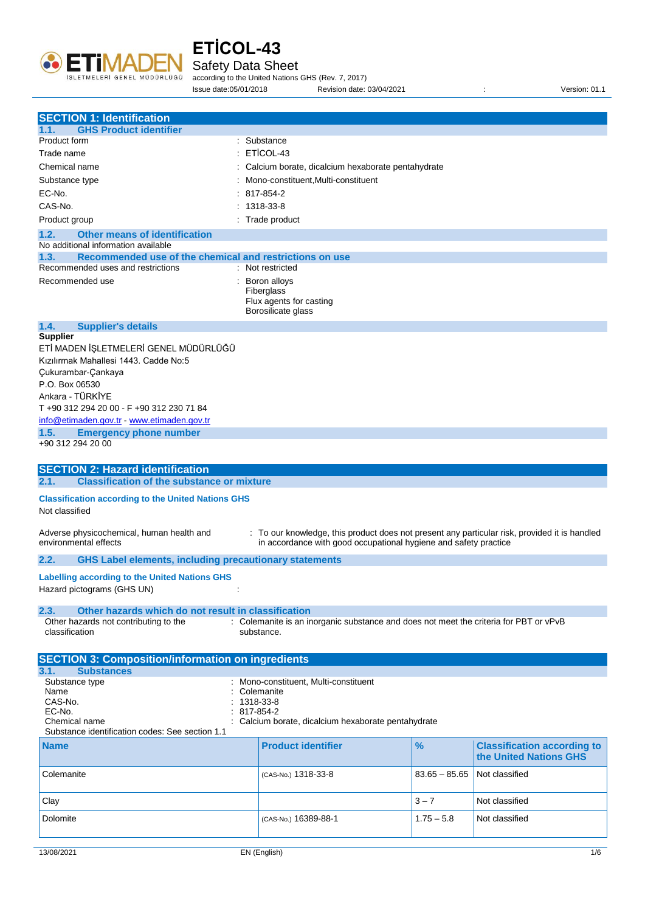# ETİCOL-43

## Safety Data Sheet

according to the United Nations GHS (Rev. 7, 2017)

Issue date:05/01/2018 Revision date: 03/04/2021 : Version: 01.1

## SECTION 1: Identification

### 1.1. GHS Product identifier

| | |
|---|---|
| Product form | : Substance |
| Trade name | : ETİCOL-43 |
| Chemical name | : Calcium borate, dicalcium hexaborate pentahydrate |
| Substance type | : Mono-constituent,Multi-constituent |
| EC-No. | : 817-854-2 |
| CAS-No. | : 1318-33-8 |
| Product group | : Trade product |

### 1.2. Other means of identification

No additional information available

### 1.3. Recommended use of the chemical and restrictions on use

Recommended uses and restrictions : Not restricted

Recommended use : Boron alloys
Fiberglass
Flux agents for casting
Borosilicate glass

### 1.4. Supplier's details

**Supplier**

ETİ MADEN İŞLETMELERİ GENEL MÜDÜRLÜĞÜ
Kızılırmak Mahallesi 1443. Cadde No:5
Çukurambar-Çankaya
P.O. Box 06530
Ankara - TÜRKİYE
T +90 312 294 20 00 - F +90 312 230 71 84
info@etimaden.gov.tr - www.etimaden.gov.tr

### 1.5. Emergency phone number

+90 312 294 20 00

## SECTION 2: Hazard identification

### 2.1. Classification of the substance or mixture

**Classification according to the United Nations GHS**

Not classified

Adverse physicochemical, human health and environmental effects : To our knowledge, this product does not present any particular risk, provided it is handled in accordance with good occupational hygiene and safety practice

### 2.2. GHS Label elements, including precautionary statements

**Labelling according to the United Nations GHS**

Hazard pictograms (GHS UN) :

### 2.3. Other hazards which do not result in classification

Other hazards not contributing to the classification : Colemanite is an inorganic substance and does not meet the criteria for PBT or vPvB substance.

## SECTION 3: Composition/information on ingredients

### 3.1. Substances

| | |
|---|---|
| Substance type | : Mono-constituent, Multi-constituent |
| Name | : Colemanite |
| CAS-No. | : 1318-33-8 |
| EC-No. | : 817-854-2 |
| Chemical name | : Calcium borate, dicalcium hexaborate pentahydrate |

Substance identification codes: See section 1.1

| Name | Product identifier | % | Classification according to the United Nations GHS |
|---|---|---|---|
| Colemanite | (CAS-No.) 1318-33-8 | 83.65 – 85.65 | Not classified |
| Clay | | 3 – 7 | Not classified |
| Dolomite | (CAS-No.) 16389-88-1 | 1.75 – 5.8 | Not classified |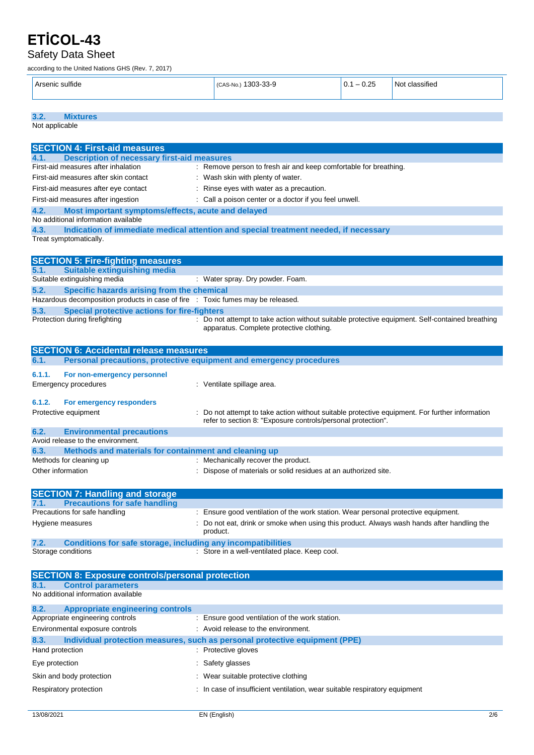| Arsenic sulfide | (CAS-No.) 1303-33-9 | 0.1 – 0.25 | Not classified |
|---|---|---|---|

### 3.2. Mixtures

Not applicable

## SECTION 4: First-aid measures

### 4.1. Description of necessary first-aid measures

First-aid measures after inhalation : Remove person to fresh air and keep comfortable for breathing.

First-aid measures after skin contact : Wash skin with plenty of water.

First-aid measures after eye contact : Rinse eyes with water as a precaution.

First-aid measures after ingestion : Call a poison center or a doctor if you feel unwell.

### 4.2. Most important symptoms/effects, acute and delayed

No additional information available

### 4.3. Indication of immediate medical attention and special treatment needed, if necessary

Treat symptomatically.

## SECTION 5: Fire-fighting measures

### 5.1. Suitable extinguishing media

Suitable extinguishing media : Water spray. Dry powder. Foam.

### 5.2. Specific hazards arising from the chemical

Hazardous decomposition products in case of fire : Toxic fumes may be released.

### 5.3. Special protective actions for fire-fighters

Protection during firefighting : Do not attempt to take action without suitable protective equipment. Self-contained breathing apparatus. Complete protective clothing.

## SECTION 6: Accidental release measures

### 6.1. Personal precautions, protective equipment and emergency procedures

#### 6.1.1. For non-emergency personnel

Emergency procedures : Ventilate spillage area.

#### 6.1.2. For emergency responders

Protective equipment : Do not attempt to take action without suitable protective equipment. For further information refer to section 8: "Exposure controls/personal protection".

### 6.2. Environmental precautions

Avoid release to the environment.

### 6.3. Methods and materials for containment and cleaning up

Methods for cleaning up : Mechanically recover the product.

Other information : Dispose of materials or solid residues at an authorized site.

## SECTION 7: Handling and storage

### 7.1. Precautions for safe handling

Precautions for safe handling : Ensure good ventilation of the work station. Wear personal protective equipment.

Hygiene measures : Do not eat, drink or smoke when using this product. Always wash hands after handling the product.

### 7.2. Conditions for safe storage, including any incompatibilities

Storage conditions : Store in a well-ventilated place. Keep cool.

## SECTION 8: Exposure controls/personal protection

### 8.1. Control parameters

No additional information available

### 8.2. Appropriate engineering controls

Appropriate engineering controls : Ensure good ventilation of the work station.

Environmental exposure controls : Avoid release to the environment.

### 8.3. Individual protection measures, such as personal protective equipment (PPE)

Hand protection : Protective gloves

Eye protection : Safety glasses

Skin and body protection : Wear suitable protective clothing

Respiratory protection : In case of insufficient ventilation, wear suitable respiratory equipment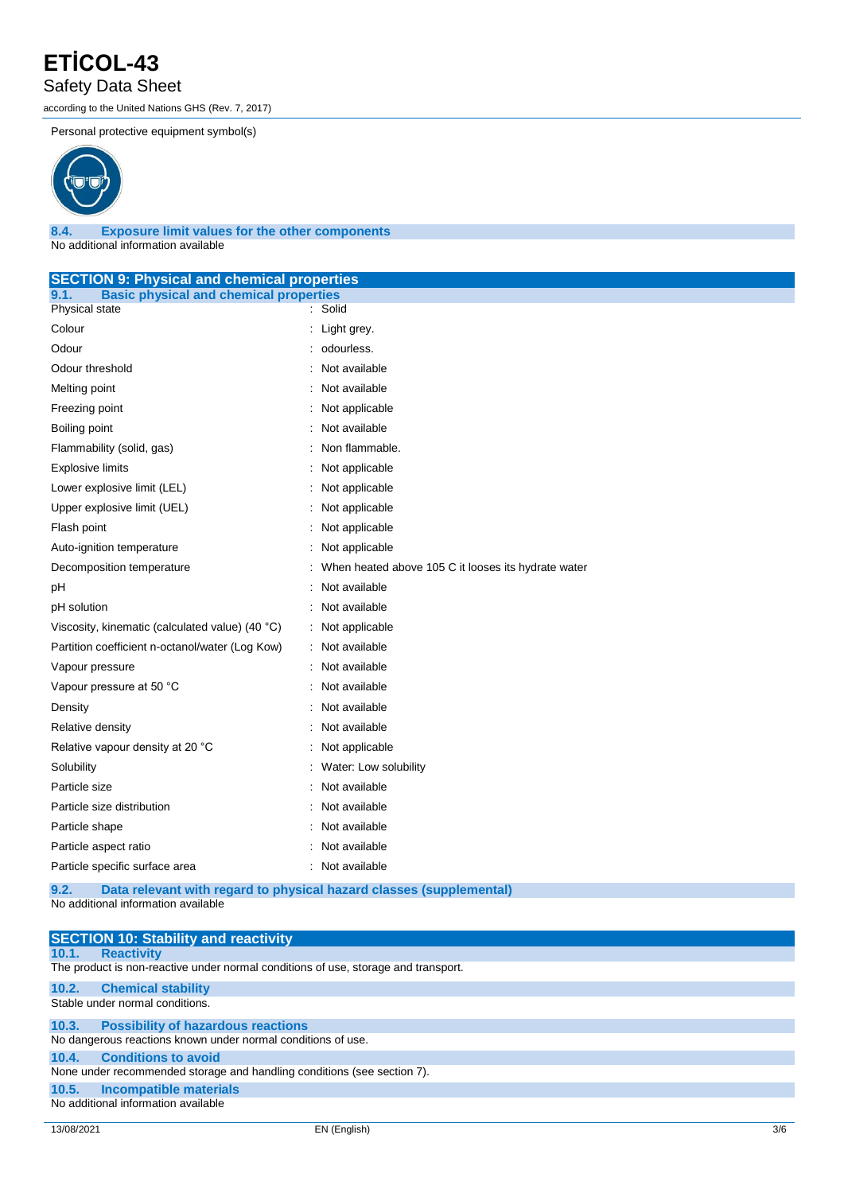Personal protective equipment symbol(s)

### 8.4. Exposure limit values for the other components

No additional information available

## SECTION 9: Physical and chemical properties

### 9.1. Basic physical and chemical properties

| | |
|---|---|
| Physical state | : Solid |
| Colour | : Light grey. |
| Odour | : odourless. |
| Odour threshold | : Not available |
| Melting point | : Not available |
| Freezing point | : Not applicable |
| Boiling point | : Not available |
| Flammability (solid, gas) | : Non flammable. |
| Explosive limits | : Not applicable |
| Lower explosive limit (LEL) | : Not applicable |
| Upper explosive limit (UEL) | : Not applicable |
| Flash point | : Not applicable |
| Auto-ignition temperature | : Not applicable |
| Decomposition temperature | : When heated above 105 C it looses its hydrate water |
| pH | : Not available |
| pH solution | : Not available |
| Viscosity, kinematic (calculated value) (40 °C) | : Not applicable |
| Partition coefficient n-octanol/water (Log Kow) | : Not available |
| Vapour pressure | : Not available |
| Vapour pressure at 50 °C | : Not available |
| Density | : Not available |
| Relative density | : Not available |
| Relative vapour density at 20 °C | : Not applicable |
| Solubility | : Water: Low solubility |
| Particle size | : Not available |
| Particle size distribution | : Not available |
| Particle shape | : Not available |
| Particle aspect ratio | : Not available |
| Particle specific surface area | : Not available |

### 9.2. Data relevant with regard to physical hazard classes (supplemental)

No additional information available

## SECTION 10: Stability and reactivity

### 10.1. Reactivity

The product is non-reactive under normal conditions of use, storage and transport.

### 10.2. Chemical stability

Stable under normal conditions.

### 10.3. Possibility of hazardous reactions

No dangerous reactions known under normal conditions of use.

### 10.4. Conditions to avoid

None under recommended storage and handling conditions (see section 7).

### 10.5. Incompatible materials

No additional information available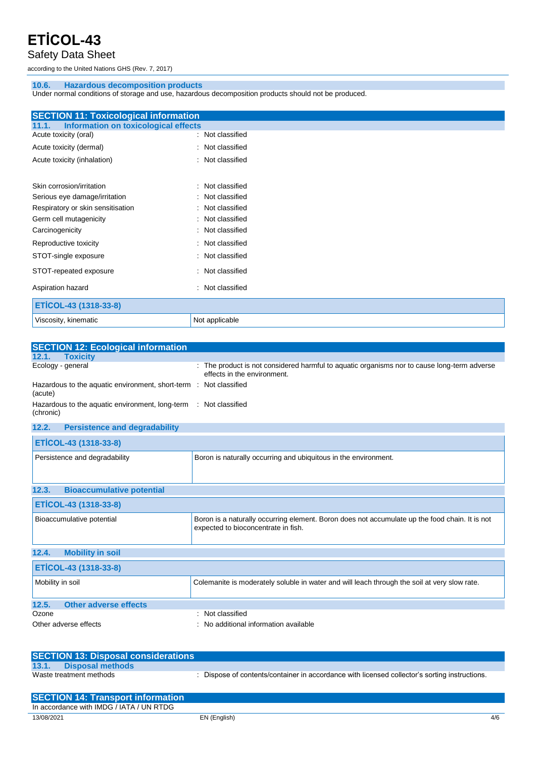### 10.6. Hazardous decomposition products

Under normal conditions of storage and use, hazardous decomposition products should not be produced.

## SECTION 11: Toxicological information

### 11.1. Information on toxicological effects

Acute toxicity (oral) : Not classified

Acute toxicity (dermal) : Not classified

Acute toxicity (inhalation) : Not classified

Skin corrosion/irritation : Not classified

Serious eye damage/irritation : Not classified

Respiratory or skin sensitisation : Not classified

Germ cell mutagenicity : Not classified

Carcinogenicity : Not classified

Reproductive toxicity : Not classified

STOT-single exposure : Not classified

STOT-repeated exposure : Not classified

Aspiration hazard : Not classified

| ETİCOL-43 (1318-33-8) | |
|---|---|
| Viscosity, kinematic | Not applicable |

## SECTION 12: Ecological information

### 12.1. Toxicity

Ecology - general : The product is not considered harmful to aquatic organisms nor to cause long-term adverse effects in the environment.

Hazardous to the aquatic environment, short-term (acute) : Not classified

Hazardous to the aquatic environment, long-term (chronic) : Not classified

### 12.2. Persistence and degradability

| ETİCOL-43 (1318-33-8) | |
|---|---|
| Persistence and degradability | Boron is naturally occurring and ubiquitous in the environment. |

### 12.3. Bioaccumulative potential

| ETİCOL-43 (1318-33-8) | |
|---|---|
| Bioaccumulative potential | Boron is a naturally occurring element. Boron does not accumulate up the food chain. It is not expected to bioconcentrate in fish. |

### 12.4. Mobility in soil

| ETİCOL-43 (1318-33-8) | |
|---|---|
| Mobility in soil | Colemanite is moderately soluble in water and will leach through the soil at very slow rate. |

### 12.5. Other adverse effects

Ozone : Not classified

Other adverse effects : No additional information available

## SECTION 13: Disposal considerations

### 13.1. Disposal methods

Waste treatment methods : Dispose of contents/container in accordance with licensed collector's sorting instructions.

## SECTION 14: Transport information

In accordance with IMDG / IATA / UN RTDG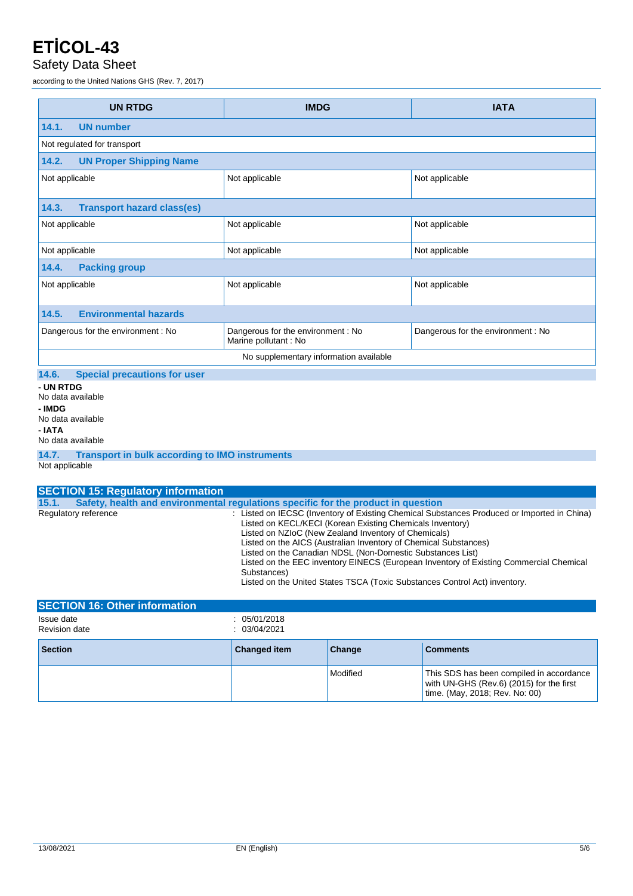| UN RTDG | IMDG | IATA |
|---|---|---|
| **14.1. UN number** | | |
| Not regulated for transport | | |
| **14.2. UN Proper Shipping Name** | | |
| Not applicable | Not applicable | Not applicable |
| **14.3. Transport hazard class(es)** | | |
| Not applicable | Not applicable | Not applicable |
| Not applicable | Not applicable | Not applicable |
| **14.4. Packing group** | | |
| Not applicable | Not applicable | Not applicable |
| **14.5. Environmental hazards** | | |
| Dangerous for the environment : No | Dangerous for the environment : No<br>Marine pollutant : No | Dangerous for the environment : No |
| No supplementary information available | | |

### 14.6. Special precautions for user

**- UN RTDG**

No data available

**- IMDG**

No data available

**- IATA**

No data available

### 14.7. Transport in bulk according to IMO instruments

Not applicable

## SECTION 15: Regulatory information

### 15.1. Safety, health and environmental regulations specific for the product in question

Regulatory reference : Listed on IECSC (Inventory of Existing Chemical Substances Produced or Imported in China)
Listed on KECL/KECI (Korean Existing Chemicals Inventory)
Listed on NZIoC (New Zealand Inventory of Chemicals)
Listed on the AICS (Australian Inventory of Chemical Substances)
Listed on the Canadian NDSL (Non-Domestic Substances List)
Listed on the EEC inventory EINECS (European Inventory of Existing Commercial Chemical Substances)
Listed on the United States TSCA (Toxic Substances Control Act) inventory.

## SECTION 16: Other information

Issue date : 05/01/2018

Revision date : 03/04/2021

| Section | Changed item | Change | Comments |
|---|---|---|---|
| | | Modified | This SDS has been compiled in accordance with UN-GHS (Rev.6) (2015) for the first time. (May, 2018; Rev. No: 00) |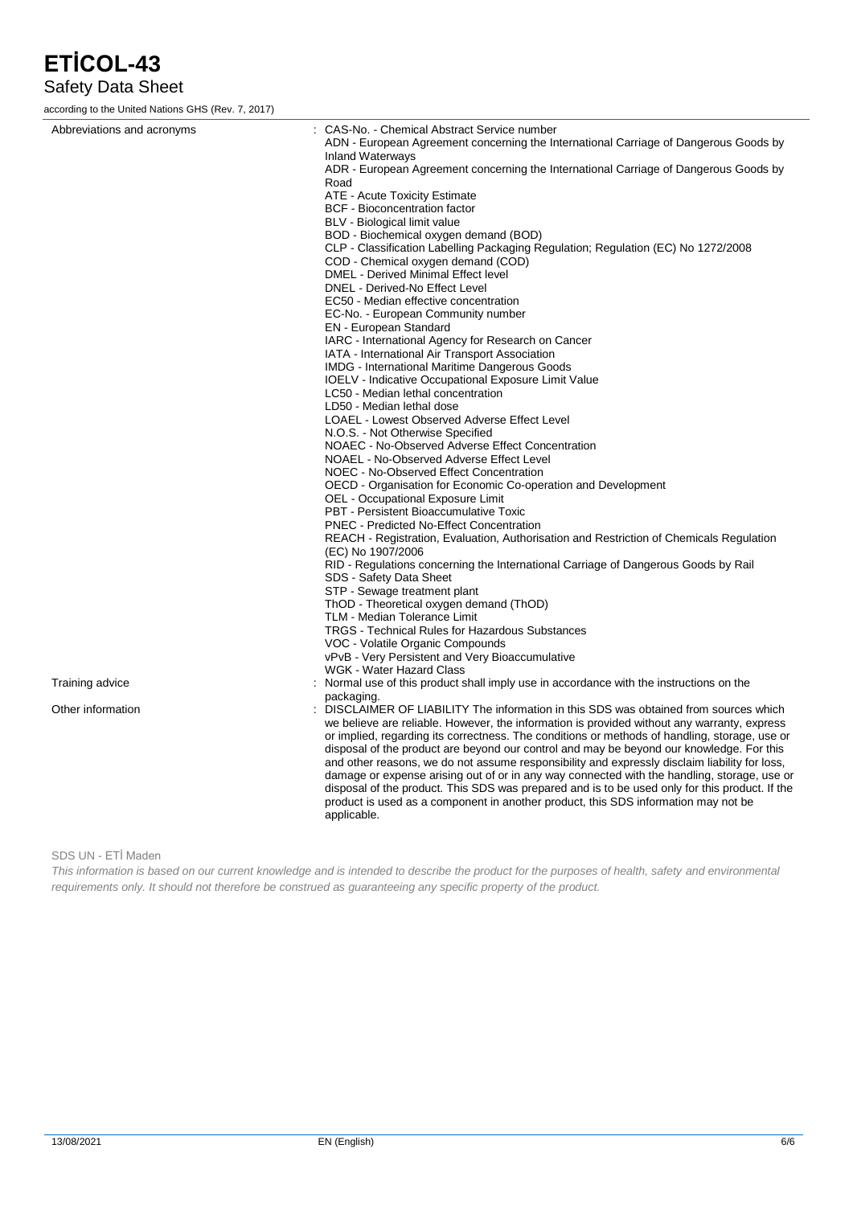| | |
|---|---|
| Abbreviations and acronyms | : CAS-No. - Chemical Abstract Service number<br>ADN - European Agreement concerning the International Carriage of Dangerous Goods by Inland Waterways<br>ADR - European Agreement concerning the International Carriage of Dangerous Goods by Road<br>ATE - Acute Toxicity Estimate<br>BCF - Bioconcentration factor<br>BLV - Biological limit value<br>BOD - Biochemical oxygen demand (BOD)<br>CLP - Classification Labelling Packaging Regulation; Regulation (EC) No 1272/2008<br>COD - Chemical oxygen demand (COD)<br>DMEL - Derived Minimal Effect level<br>DNEL - Derived-No Effect Level<br>EC50 - Median effective concentration<br>EC-No. - European Community number<br>EN - European Standard<br>IARC - International Agency for Research on Cancer<br>IATA - International Air Transport Association<br>IMDG - International Maritime Dangerous Goods<br>IOELV - Indicative Occupational Exposure Limit Value<br>LC50 - Median lethal concentration<br>LD50 - Median lethal dose<br>LOAEL - Lowest Observed Adverse Effect Level<br>N.O.S. - Not Otherwise Specified<br>NOAEC - No-Observed Adverse Effect Concentration<br>NOAEL - No-Observed Adverse Effect Level<br>NOEC - No-Observed Effect Concentration<br>OECD - Organisation for Economic Co-operation and Development<br>OEL - Occupational Exposure Limit<br>PBT - Persistent Bioaccumulative Toxic<br>PNEC - Predicted No-Effect Concentration<br>REACH - Registration, Evaluation, Authorisation and Restriction of Chemicals Regulation (EC) No 1907/2006<br>RID - Regulations concerning the International Carriage of Dangerous Goods by Rail<br>SDS - Safety Data Sheet<br>STP - Sewage treatment plant<br>ThOD - Theoretical oxygen demand (ThOD)<br>TLM - Median Tolerance Limit<br>TRGS - Technical Rules for Hazardous Substances<br>VOC - Volatile Organic Compounds<br>vPvB - Very Persistent and Very Bioaccumulative<br>WGK - Water Hazard Class |
| Training advice | : Normal use of this product shall imply use in accordance with the instructions on the packaging. |
| Other information | : DISCLAIMER OF LIABILITY The information in this SDS was obtained from sources which we believe are reliable. However, the information is provided without any warranty, express or implied, regarding its correctness. The conditions or methods of handling, storage, use or disposal of the product are beyond our control and may be beyond our knowledge. For this and other reasons, we do not assume responsibility and expressly disclaim liability for loss, damage or expense arising out of or in any way connected with the handling, storage, use or disposal of the product. This SDS was prepared and is to be used only for this product. If the product is used as a component in another product, this SDS information may not be applicable. |

SDS UN - ETİ Maden

*This information is based on our current knowledge and is intended to describe the product for the purposes of health, safety and environmental requirements only. It should not therefore be construed as guaranteeing any specific property of the product.*